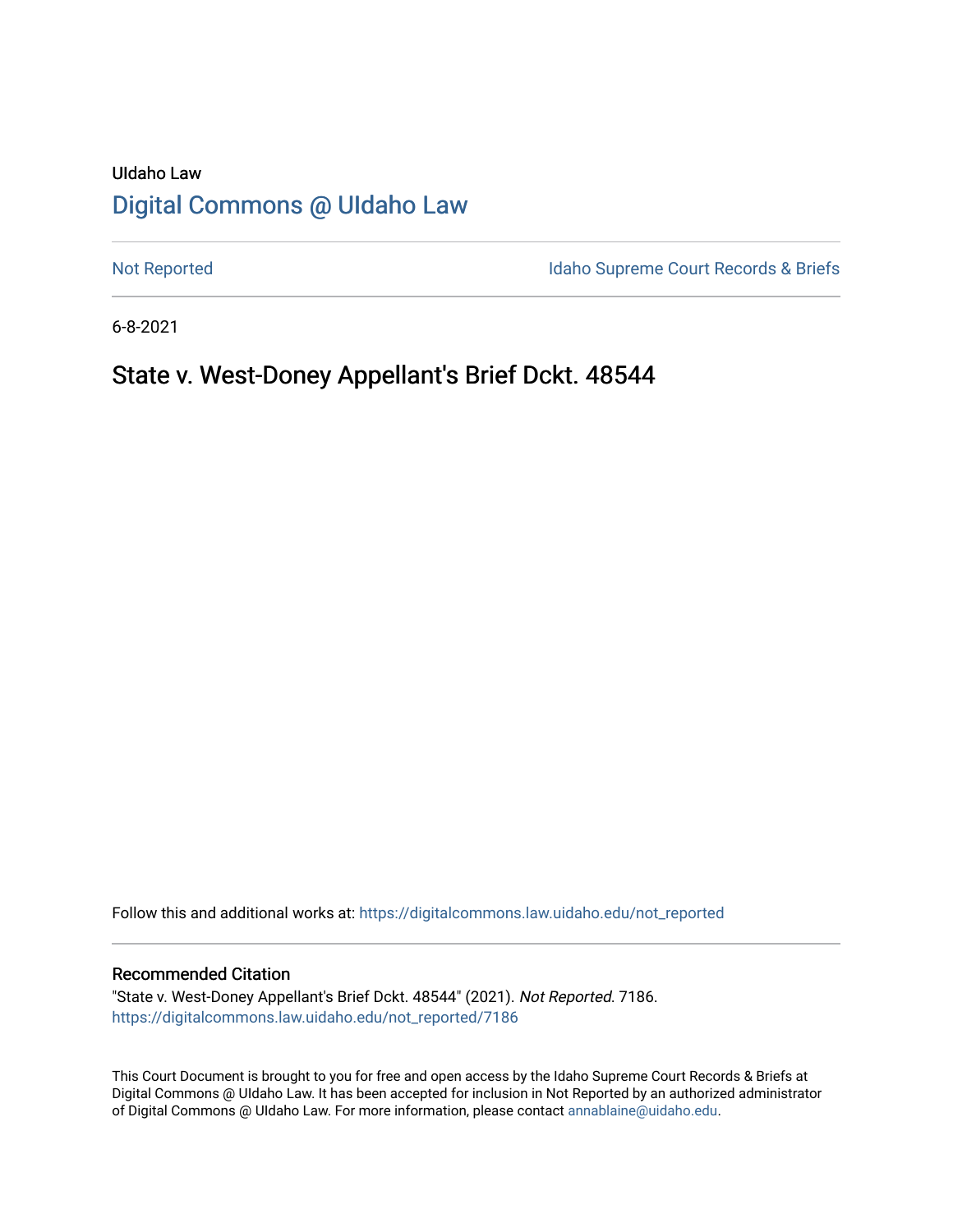UIdaho Law

# [Digital Commons @ UIdaho Law](https://digitalcommons.law.uidaho.edu/)

[Not Reported](https://digitalcommons.law.uidaho.edu/not_reported) | [Idaho Supreme Court Records & Briefs](https://digitalcommons.law.uidaho.edu/idaho_supreme_court_records_briefs)

6-8-2021

## State v. West-Doney Appellant's Brief Dckt. 48544

Follow this and additional works at: https://digitalcommons.law.uidaho.edu/not_reported

### Recommended Citation

"State v. West-Doney Appellant's Brief Dckt. 48544" (2021). *Not Reported*. 7186.
https://digitalcommons.law.uidaho.edu/not_reported/7186

This Court Document is brought to you for free and open access by the Idaho Supreme Court Records & Briefs at Digital Commons @ UIdaho Law. It has been accepted for inclusion in Not Reported by an authorized administrator of Digital Commons @ UIdaho Law. For more information, please contact annablaine@uidaho.edu.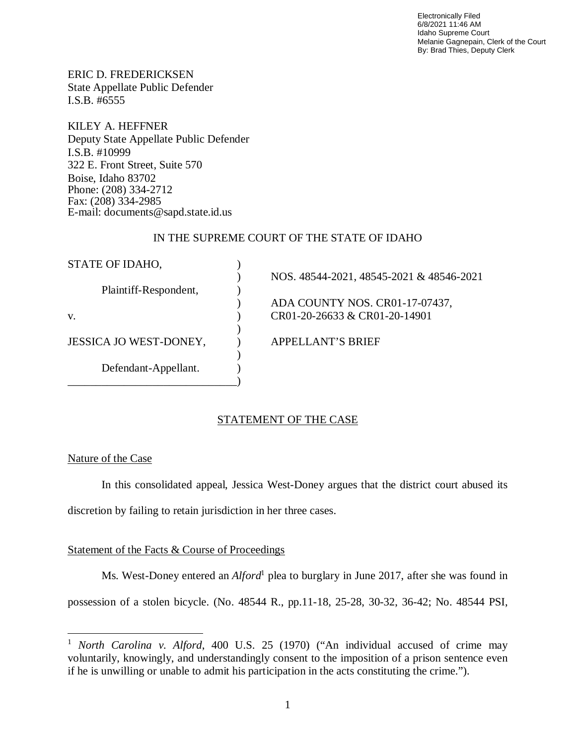Electronically Filed
6/8/2021 11:46 AM
Idaho Supreme Court
Melanie Gagnepain, Clerk of the Court
By: Brad Thies, Deputy Clerk

ERIC D. FREDERICKSEN
State Appellate Public Defender
I.S.B. #6555

KILEY A. HEFFNER
Deputy State Appellate Public Defender
I.S.B. #10999
322 E. Front Street, Suite 570
Boise, Idaho 83702
Phone: (208) 334-2712
Fax: (208) 334-2985
E-mail: documents@sapd.state.id.us

IN THE SUPREME COURT OF THE STATE OF IDAHO

| | |
|---|---|
| STATE OF IDAHO, | NOS. 48544-2021, 48545-2021 & 48546-2021 |
| Plaintiff-Respondent, | ADA COUNTY NOS. CR01-17-07437, |
| v. | CR01-20-26633 & CR01-20-14901 |
| JESSICA JO WEST-DONEY, | APPELLANT'S BRIEF |
| Defendant-Appellant. | |

## STATEMENT OF THE CASE

### Nature of the Case

In this consolidated appeal, Jessica West-Doney argues that the district court abused its discretion by failing to retain jurisdiction in her three cases.

### Statement of the Facts & Course of Proceedings

Ms. West-Doney entered an *Alford*[1] plea to burglary in June 2017, after she was found in possession of a stolen bicycle. (No. 48544 R., pp.11-18, 25-28, 30-32, 36-42; No. 48544 PSI,

---

[1] *North Carolina v. Alford*, 400 U.S. 25 (1970) ("An individual accused of crime may voluntarily, knowingly, and understandingly consent to the imposition of a prison sentence even if he is unwilling or unable to admit his participation in the acts constituting the crime.").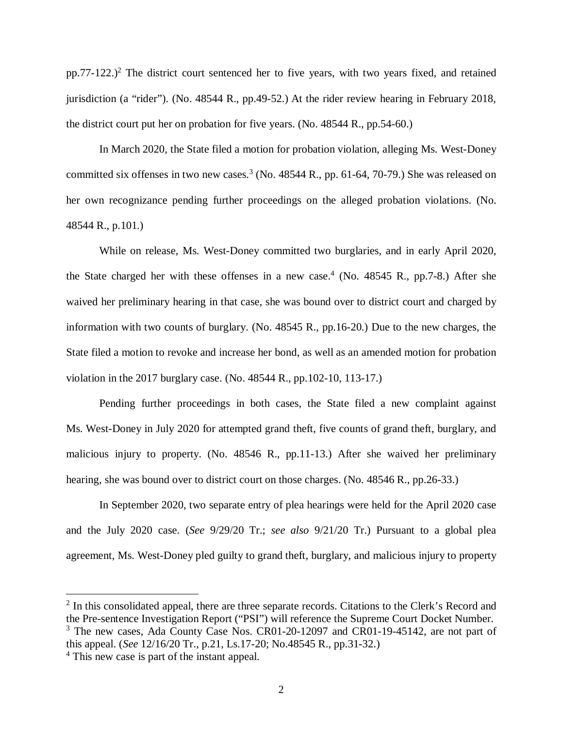pp.77-122.)[2] The district court sentenced her to five years, with two years fixed, and retained jurisdiction (a "rider"). (No. 48544 R., pp.49-52.) At the rider review hearing in February 2018, the district court put her on probation for five years. (No. 48544 R., pp.54-60.)

In March 2020, the State filed a motion for probation violation, alleging Ms. West-Doney committed six offenses in two new cases.[3] (No. 48544 R., pp. 61-64, 70-79.) She was released on her own recognizance pending further proceedings on the alleged probation violations. (No. 48544 R., p.101.)

While on release, Ms. West-Doney committed two burglaries, and in early April 2020, the State charged her with these offenses in a new case.[4] (No. 48545 R., pp.7-8.) After she waived her preliminary hearing in that case, she was bound over to district court and charged by information with two counts of burglary. (No. 48545 R., pp.16-20.) Due to the new charges, the State filed a motion to revoke and increase her bond, as well as an amended motion for probation violation in the 2017 burglary case. (No. 48544 R., pp.102-10, 113-17.)

Pending further proceedings in both cases, the State filed a new complaint against Ms. West-Doney in July 2020 for attempted grand theft, five counts of grand theft, burglary, and malicious injury to property. (No. 48546 R., pp.11-13.) After she waived her preliminary hearing, she was bound over to district court on those charges. (No. 48546 R., pp.26-33.)

In September 2020, two separate entry of plea hearings were held for the April 2020 case and the July 2020 case. (*See* 9/29/20 Tr.; *see also* 9/21/20 Tr.) Pursuant to a global plea agreement, Ms. West-Doney pled guilty to grand theft, burglary, and malicious injury to property

---

[2] In this consolidated appeal, there are three separate records. Citations to the Clerk's Record and the Pre-sentence Investigation Report ("PSI") will reference the Supreme Court Docket Number.

[3] The new cases, Ada County Case Nos. CR01-20-12097 and CR01-19-45142, are not part of this appeal. (*See* 12/16/20 Tr., p.21, Ls.17-20; No.48545 R., pp.31-32.)

[4] This new case is part of the instant appeal.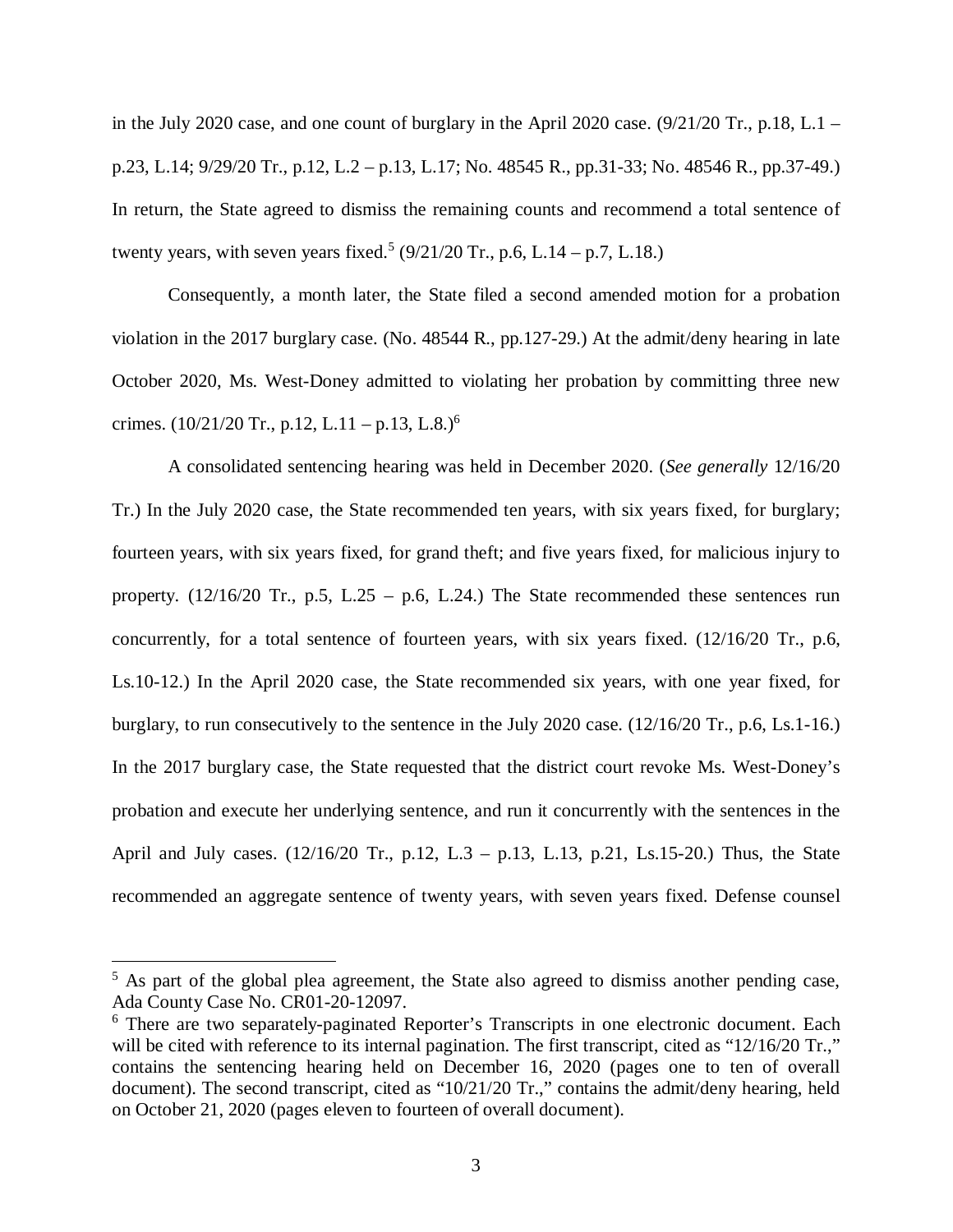in the July 2020 case, and one count of burglary in the April 2020 case. (9/21/20 Tr., p.18, L.1 – p.23, L.14; 9/29/20 Tr., p.12, L.2 – p.13, L.17; No. 48545 R., pp.31-33; No. 48546 R., pp.37-49.) In return, the State agreed to dismiss the remaining counts and recommend a total sentence of twenty years, with seven years fixed.[5] (9/21/20 Tr., p.6, L.14 – p.7, L.18.)

Consequently, a month later, the State filed a second amended motion for a probation violation in the 2017 burglary case. (No. 48544 R., pp.127-29.) At the admit/deny hearing in late October 2020, Ms. West-Doney admitted to violating her probation by committing three new crimes. (10/21/20 Tr., p.12, L.11 – p.13, L.8.)[6]

A consolidated sentencing hearing was held in December 2020. (*See generally* 12/16/20 Tr.) In the July 2020 case, the State recommended ten years, with six years fixed, for burglary; fourteen years, with six years fixed, for grand theft; and five years fixed, for malicious injury to property. (12/16/20 Tr., p.5, L.25 – p.6, L.24.) The State recommended these sentences run concurrently, for a total sentence of fourteen years, with six years fixed. (12/16/20 Tr., p.6, Ls.10-12.) In the April 2020 case, the State recommended six years, with one year fixed, for burglary, to run consecutively to the sentence in the July 2020 case. (12/16/20 Tr., p.6, Ls.1-16.) In the 2017 burglary case, the State requested that the district court revoke Ms. West-Doney's probation and execute her underlying sentence, and run it concurrently with the sentences in the April and July cases. (12/16/20 Tr., p.12, L.3 – p.13, L.13, p.21, Ls.15-20.) Thus, the State recommended an aggregate sentence of twenty years, with seven years fixed. Defense counsel

---

[5] As part of the global plea agreement, the State also agreed to dismiss another pending case, Ada County Case No. CR01-20-12097.

[6] There are two separately-paginated Reporter's Transcripts in one electronic document. Each will be cited with reference to its internal pagination. The first transcript, cited as "12/16/20 Tr.," contains the sentencing hearing held on December 16, 2020 (pages one to ten of overall document). The second transcript, cited as "10/21/20 Tr.," contains the admit/deny hearing, held on October 21, 2020 (pages eleven to fourteen of overall document).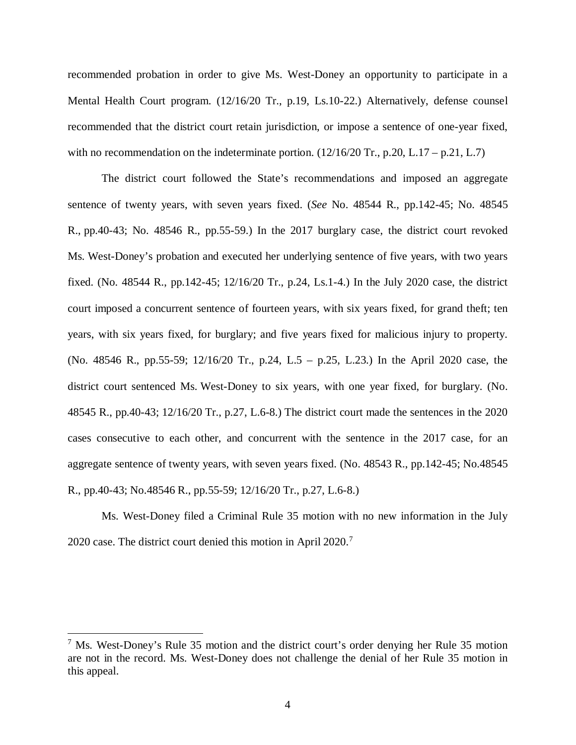recommended probation in order to give Ms. West-Doney an opportunity to participate in a Mental Health Court program. (12/16/20 Tr., p.19, Ls.10-22.) Alternatively, defense counsel recommended that the district court retain jurisdiction, or impose a sentence of one-year fixed, with no recommendation on the indeterminate portion. (12/16/20 Tr., p.20, L.17 – p.21, L.7)

The district court followed the State's recommendations and imposed an aggregate sentence of twenty years, with seven years fixed. (*See* No. 48544 R., pp.142-45; No. 48545 R., pp.40-43; No. 48546 R., pp.55-59.) In the 2017 burglary case, the district court revoked Ms. West-Doney's probation and executed her underlying sentence of five years, with two years fixed. (No. 48544 R., pp.142-45; 12/16/20 Tr., p.24, Ls.1-4.) In the July 2020 case, the district court imposed a concurrent sentence of fourteen years, with six years fixed, for grand theft; ten years, with six years fixed, for burglary; and five years fixed for malicious injury to property. (No. 48546 R., pp.55-59; 12/16/20 Tr., p.24, L.5 – p.25, L.23.) In the April 2020 case, the district court sentenced Ms. West-Doney to six years, with one year fixed, for burglary. (No. 48545 R., pp.40-43; 12/16/20 Tr., p.27, L.6-8.) The district court made the sentences in the 2020 cases consecutive to each other, and concurrent with the sentence in the 2017 case, for an aggregate sentence of twenty years, with seven years fixed. (No. 48543 R., pp.142-45; No.48545 R., pp.40-43; No.48546 R., pp.55-59; 12/16/20 Tr., p.27, L.6-8.)

Ms. West-Doney filed a Criminal Rule 35 motion with no new information in the July 2020 case. The district court denied this motion in April 2020.[7]

---

[7] Ms. West-Doney's Rule 35 motion and the district court's order denying her Rule 35 motion are not in the record. Ms. West-Doney does not challenge the denial of her Rule 35 motion in this appeal.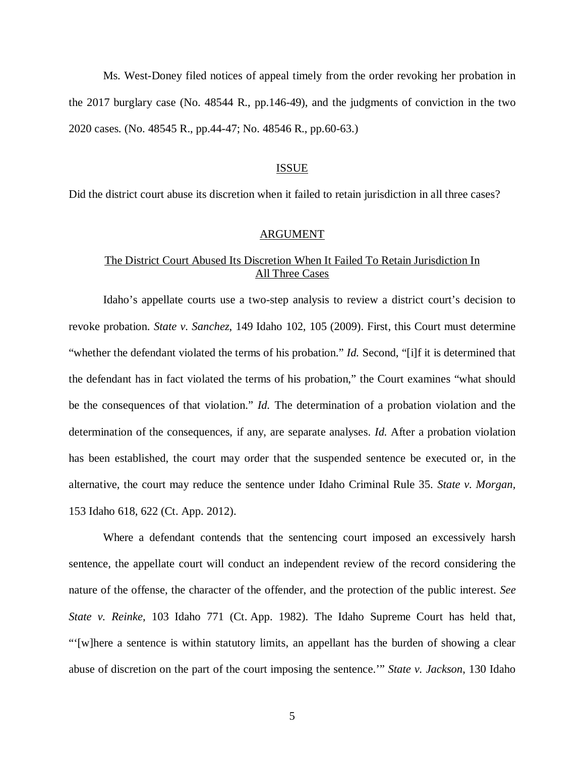Ms. West-Doney filed notices of appeal timely from the order revoking her probation in the 2017 burglary case (No. 48544 R., pp.146-49), and the judgments of conviction in the two 2020 cases. (No. 48545 R., pp.44-47; No. 48546 R., pp.60-63.)

## ISSUE

Did the district court abuse its discretion when it failed to retain jurisdiction in all three cases?

## ARGUMENT

### The District Court Abused Its Discretion When It Failed To Retain Jurisdiction In All Three Cases

Idaho's appellate courts use a two-step analysis to review a district court's decision to revoke probation. *State v. Sanchez*, 149 Idaho 102, 105 (2009). First, this Court must determine "whether the defendant violated the terms of his probation." *Id.* Second, "[i]f it is determined that the defendant has in fact violated the terms of his probation," the Court examines "what should be the consequences of that violation." *Id.* The determination of a probation violation and the determination of the consequences, if any, are separate analyses. *Id.* After a probation violation has been established, the court may order that the suspended sentence be executed or, in the alternative, the court may reduce the sentence under Idaho Criminal Rule 35. *State v. Morgan*, 153 Idaho 618, 622 (Ct. App. 2012).

Where a defendant contends that the sentencing court imposed an excessively harsh sentence, the appellate court will conduct an independent review of the record considering the nature of the offense, the character of the offender, and the protection of the public interest. *See State v. Reinke*, 103 Idaho 771 (Ct. App. 1982). The Idaho Supreme Court has held that, "'[w]here a sentence is within statutory limits, an appellant has the burden of showing a clear abuse of discretion on the part of the court imposing the sentence.'" *State v. Jackson*, 130 Idaho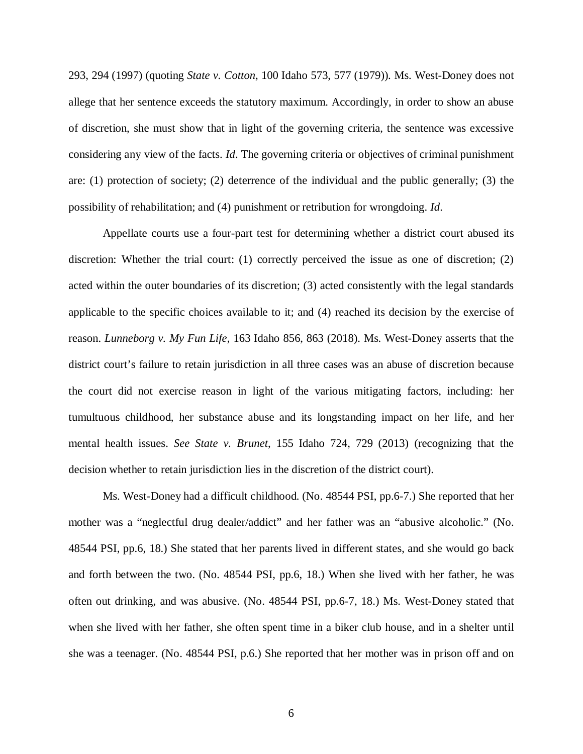293, 294 (1997) (quoting *State v. Cotton*, 100 Idaho 573, 577 (1979)). Ms. West-Doney does not allege that her sentence exceeds the statutory maximum. Accordingly, in order to show an abuse of discretion, she must show that in light of the governing criteria, the sentence was excessive considering any view of the facts. *Id*. The governing criteria or objectives of criminal punishment are: (1) protection of society; (2) deterrence of the individual and the public generally; (3) the possibility of rehabilitation; and (4) punishment or retribution for wrongdoing. *Id*.

Appellate courts use a four-part test for determining whether a district court abused its discretion: Whether the trial court: (1) correctly perceived the issue as one of discretion; (2) acted within the outer boundaries of its discretion; (3) acted consistently with the legal standards applicable to the specific choices available to it; and (4) reached its decision by the exercise of reason. *Lunneborg v. My Fun Life*, 163 Idaho 856, 863 (2018). Ms. West-Doney asserts that the district court's failure to retain jurisdiction in all three cases was an abuse of discretion because the court did not exercise reason in light of the various mitigating factors, including: her tumultuous childhood, her substance abuse and its longstanding impact on her life, and her mental health issues. *See State v. Brunet*, 155 Idaho 724, 729 (2013) (recognizing that the decision whether to retain jurisdiction lies in the discretion of the district court).

Ms. West-Doney had a difficult childhood. (No. 48544 PSI, pp.6-7.) She reported that her mother was a "neglectful drug dealer/addict" and her father was an "abusive alcoholic." (No. 48544 PSI, pp.6, 18.) She stated that her parents lived in different states, and she would go back and forth between the two. (No. 48544 PSI, pp.6, 18.) When she lived with her father, he was often out drinking, and was abusive. (No. 48544 PSI, pp.6-7, 18.) Ms. West-Doney stated that when she lived with her father, she often spent time in a biker club house, and in a shelter until she was a teenager. (No. 48544 PSI, p.6.) She reported that her mother was in prison off and on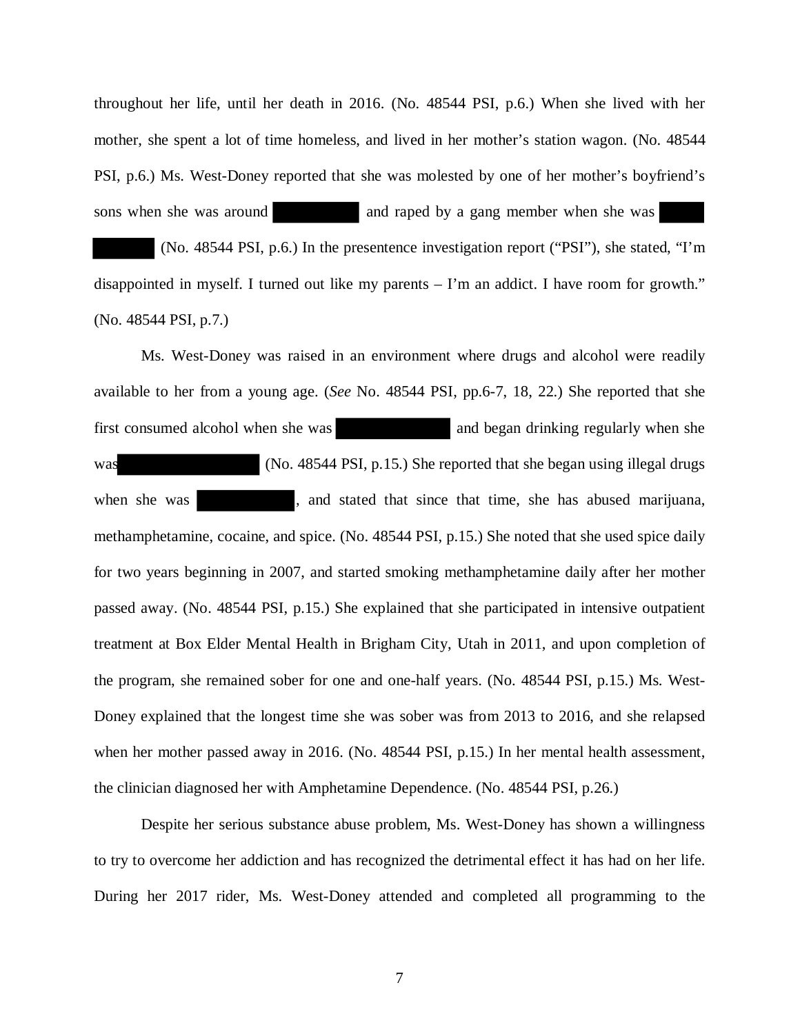throughout her life, until her death in 2016. (No. 48544 PSI, p.6.) When she lived with her mother, she spent a lot of time homeless, and lived in her mother's station wagon. (No. 48544 PSI, p.6.) Ms. West-Doney reported that she was molested by one of her mother's boyfriend's sons when she was around ██████ and raped by a gang member when she was ███ ████. (No. 48544 PSI, p.6.) In the presentence investigation report ("PSI"), she stated, "I'm disappointed in myself. I turned out like my parents – I'm an addict. I have room for growth." (No. 48544 PSI, p.7.)

Ms. West-Doney was raised in an environment where drugs and alcohol were readily available to her from a young age. (*See* No. 48544 PSI, pp.6-7, 18, 22.) She reported that she first consumed alcohol when she was ████████ and began drinking regularly when she was ██████████ (No. 48544 PSI, p.15.) She reported that she began using illegal drugs when she was ███████, and stated that since that time, she has abused marijuana, methamphetamine, cocaine, and spice. (No. 48544 PSI, p.15.) She noted that she used spice daily for two years beginning in 2007, and started smoking methamphetamine daily after her mother passed away. (No. 48544 PSI, p.15.) She explained that she participated in intensive outpatient treatment at Box Elder Mental Health in Brigham City, Utah in 2011, and upon completion of the program, she remained sober for one and one-half years. (No. 48544 PSI, p.15.) Ms. West-Doney explained that the longest time she was sober was from 2013 to 2016, and she relapsed when her mother passed away in 2016. (No. 48544 PSI, p.15.) In her mental health assessment, the clinician diagnosed her with Amphetamine Dependence. (No. 48544 PSI, p.26.)

Despite her serious substance abuse problem, Ms. West-Doney has shown a willingness to try to overcome her addiction and has recognized the detrimental effect it has had on her life. During her 2017 rider, Ms. West-Doney attended and completed all programming to the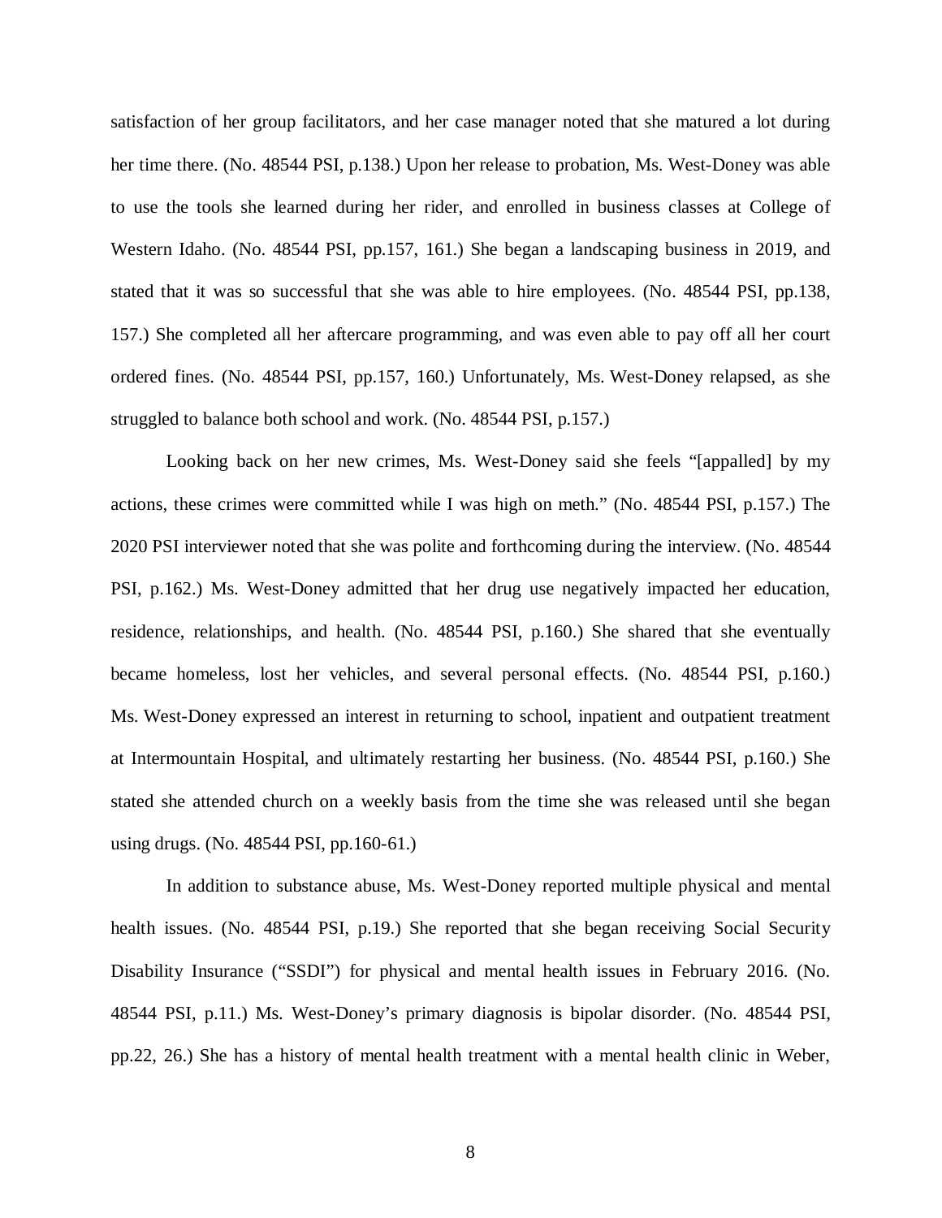satisfaction of her group facilitators, and her case manager noted that she matured a lot during her time there. (No. 48544 PSI, p.138.) Upon her release to probation, Ms. West-Doney was able to use the tools she learned during her rider, and enrolled in business classes at College of Western Idaho. (No. 48544 PSI, pp.157, 161.) She began a landscaping business in 2019, and stated that it was so successful that she was able to hire employees. (No. 48544 PSI, pp.138, 157.) She completed all her aftercare programming, and was even able to pay off all her court ordered fines. (No. 48544 PSI, pp.157, 160.) Unfortunately, Ms. West-Doney relapsed, as she struggled to balance both school and work. (No. 48544 PSI, p.157.)

Looking back on her new crimes, Ms. West-Doney said she feels "[appalled] by my actions, these crimes were committed while I was high on meth." (No. 48544 PSI, p.157.) The 2020 PSI interviewer noted that she was polite and forthcoming during the interview. (No. 48544 PSI, p.162.) Ms. West-Doney admitted that her drug use negatively impacted her education, residence, relationships, and health. (No. 48544 PSI, p.160.) She shared that she eventually became homeless, lost her vehicles, and several personal effects. (No. 48544 PSI, p.160.) Ms. West-Doney expressed an interest in returning to school, inpatient and outpatient treatment at Intermountain Hospital, and ultimately restarting her business. (No. 48544 PSI, p.160.) She stated she attended church on a weekly basis from the time she was released until she began using drugs. (No. 48544 PSI, pp.160-61.)

In addition to substance abuse, Ms. West-Doney reported multiple physical and mental health issues. (No. 48544 PSI, p.19.) She reported that she began receiving Social Security Disability Insurance ("SSDI") for physical and mental health issues in February 2016. (No. 48544 PSI, p.11.) Ms. West-Doney's primary diagnosis is bipolar disorder. (No. 48544 PSI, pp.22, 26.) She has a history of mental health treatment with a mental health clinic in Weber,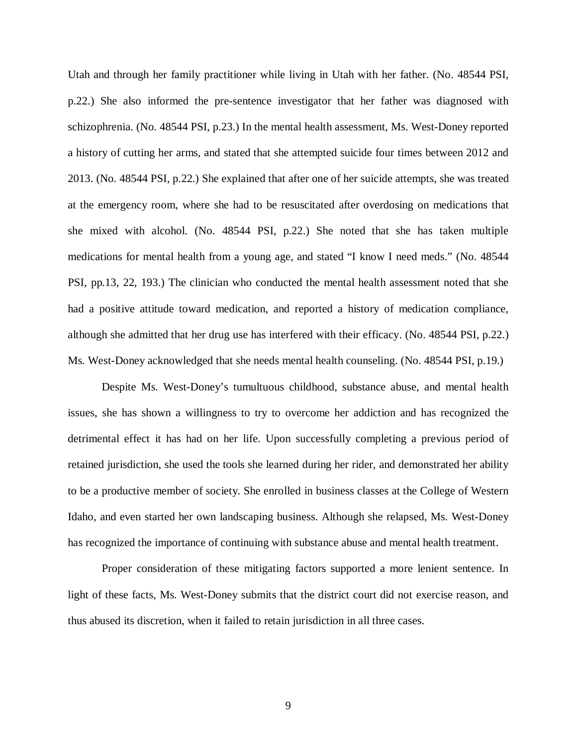Utah and through her family practitioner while living in Utah with her father. (No. 48544 PSI, p.22.) She also informed the pre-sentence investigator that her father was diagnosed with schizophrenia. (No. 48544 PSI, p.23.) In the mental health assessment, Ms. West-Doney reported a history of cutting her arms, and stated that she attempted suicide four times between 2012 and 2013. (No. 48544 PSI, p.22.) She explained that after one of her suicide attempts, she was treated at the emergency room, where she had to be resuscitated after overdosing on medications that she mixed with alcohol. (No. 48544 PSI, p.22.) She noted that she has taken multiple medications for mental health from a young age, and stated "I know I need meds." (No. 48544 PSI, pp.13, 22, 193.) The clinician who conducted the mental health assessment noted that she had a positive attitude toward medication, and reported a history of medication compliance, although she admitted that her drug use has interfered with their efficacy. (No. 48544 PSI, p.22.) Ms. West-Doney acknowledged that she needs mental health counseling. (No. 48544 PSI, p.19.)

Despite Ms. West-Doney's tumultuous childhood, substance abuse, and mental health issues, she has shown a willingness to try to overcome her addiction and has recognized the detrimental effect it has had on her life. Upon successfully completing a previous period of retained jurisdiction, she used the tools she learned during her rider, and demonstrated her ability to be a productive member of society. She enrolled in business classes at the College of Western Idaho, and even started her own landscaping business. Although she relapsed, Ms. West-Doney has recognized the importance of continuing with substance abuse and mental health treatment.

Proper consideration of these mitigating factors supported a more lenient sentence. In light of these facts, Ms. West-Doney submits that the district court did not exercise reason, and thus abused its discretion, when it failed to retain jurisdiction in all three cases.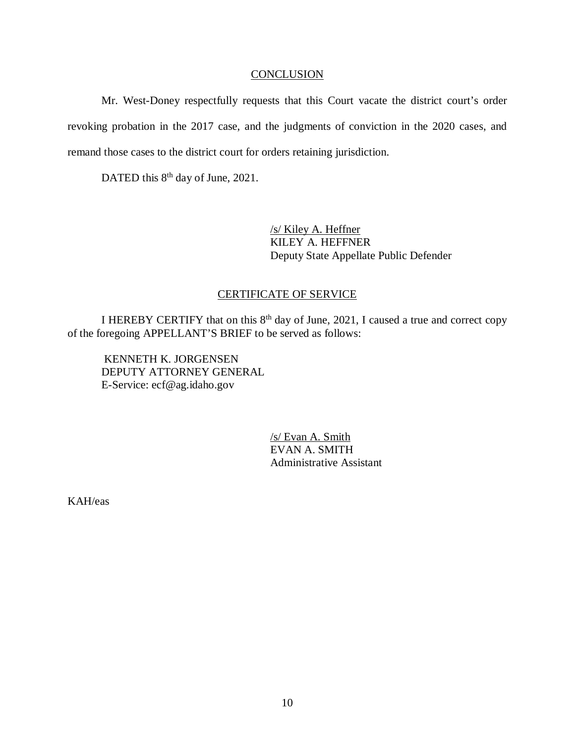## CONCLUSION

Mr. West-Doney respectfully requests that this Court vacate the district court's order revoking probation in the 2017 case, and the judgments of conviction in the 2020 cases, and remand those cases to the district court for orders retaining jurisdiction.

DATED this 8th day of June, 2021.

/s/ Kiley A. Heffner
KILEY A. HEFFNER
Deputy State Appellate Public Defender

## CERTIFICATE OF SERVICE

I HEREBY CERTIFY that on this 8th day of June, 2021, I caused a true and correct copy of the foregoing APPELLANT'S BRIEF to be served as follows:

KENNETH K. JORGENSEN
DEPUTY ATTORNEY GENERAL
E-Service: ecf@ag.idaho.gov

/s/ Evan A. Smith
EVAN A. SMITH
Administrative Assistant

KAH/eas